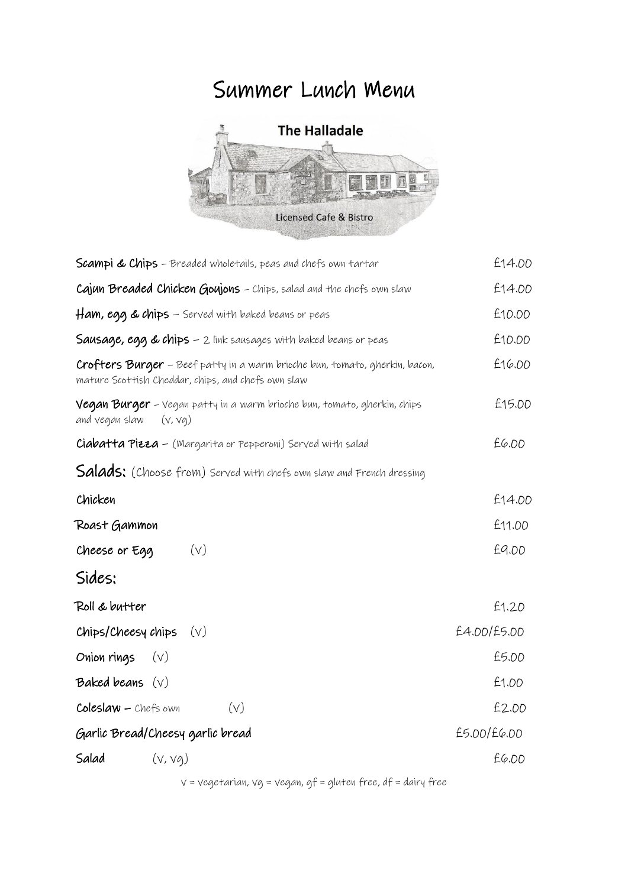# Summer Lunch Menu

**The Halladale**

Licensed Cafe & Bistro

**Scampi & Chips** – Breaded wholetails, peas and chefs own tartar £14.00

**Cajun Breaded Chicken Goujons** – Chips, salad and the chefs own slaw £14.00

**Ham, egg & chips** – Served with baked beans or peas £10.00

**Sausage, egg & chips** – 2 link sausages with baked beans or peas £10.00

**Crofters Burger** – Beef patty in a warm brioche bun, tomato, gherkin, bacon, mature Scottish Cheddar, chips, and chefs own slaw £16.00

**Vegan Burger** – Vegan patty in a warm brioche bun, tomato, gherkin, chips and vegan slaw (V, Vg) £15.00

**Ciabatta Pizza** – (Margarita or Pepperoni) Served with salad £6.00

## Salads: (Choose from) Served with chefs own slaw and French dressing

| Item | Price |
|---|---|
| Chicken | £14.00 |
| Roast Gammon | £11.00 |
| Cheese or Egg (V) | £9.00 |

## Sides:

| Item | Price |
|---|---|
| Roll & butter | £1.20 |
| Chips/Cheesy chips (V) | £4.00/£5.00 |
| Onion rings (V) | £5.00 |
| Baked beans (V) | £1.00 |
| Coleslaw – Chefs own (V) | £2.00 |
| Garlic Bread/Cheesy garlic bread | £5.00/£6.00 |
| Salad (V, Vg) | £6.00 |

V = Vegetarian, Vg = Vegan, gf = gluten free, df = dairy free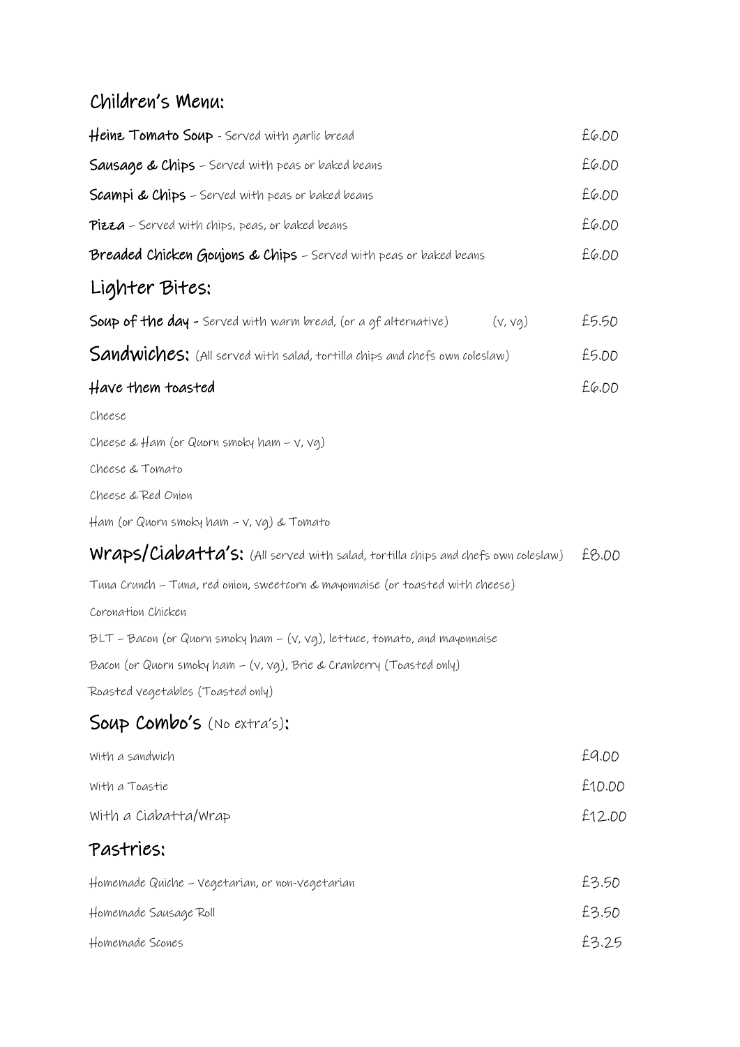## Children's Menu:

| | |
|---|---|
| **Heinz Tomato Soup** - Served with garlic bread | £6.00 |
| **Sausage & Chips** – Served with peas or baked beans | £6.00 |
| **Scampi & Chips** – Served with peas or baked beans | £6.00 |
| **Pizza** – Served with chips, peas, or baked beans | £6.00 |
| **Breaded Chicken Goujons & Chips** – Served with peas or baked beans | £6.00 |

## Lighter Bites:

| | | |
|---|---|---|
| **Soup of the day** - Served with warm bread, (or a gf alternative) | (v, vg) | £5.50 |

## Sandwiches: (All served with salad, tortilla chips and chefs own coleslaw) £5.00

### Have them toasted £6.00

Cheese

Cheese & Ham (or Quorn smoky ham – v, vg)

Cheese & Tomato

Cheese & Red Onion

Ham (or Quorn smoky ham – v, vg) & Tomato

## Wraps/Ciabatta's: (All served with salad, tortilla chips and chefs own coleslaw) £8.00

Tuna Crunch – Tuna, red onion, sweetcorn & mayonnaise (or toasted with cheese)

Coronation Chicken

BLT – Bacon (or Quorn smoky ham – (v, vg), lettuce, tomato, and mayonnaise

Bacon (or Quorn smoky ham – (v, vg), Brie & Cranberry (Toasted only)

Roasted vegetables (Toasted only)

## Soup Combo's (No extra's):

| | |
|---|---|
| With a sandwich | £9.00 |
| With a Toastie | £10.00 |
| With a Ciabatta/Wrap | £12.00 |

## Pastries:

| | |
|---|---|
| Homemade Quiche – Vegetarian, or non-vegetarian | £3.50 |
| Homemade Sausage Roll | £3.50 |
| Homemade Scones | £3.25 |